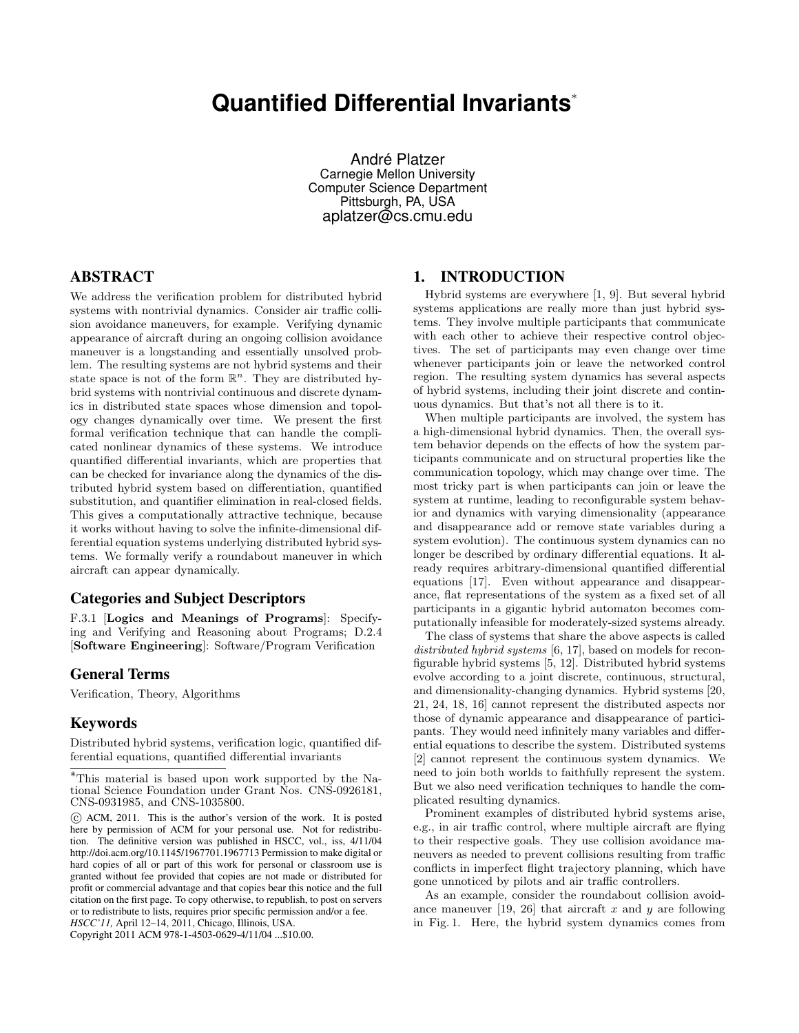# Quantified Differential Invariants*

André Platzer
Carnegie Mellon University
Computer Science Department
Pittsburgh, PA, USA
aplatzer@cs.cmu.edu

## ABSTRACT

We address the verification problem for distributed hybrid systems with nontrivial dynamics. Consider air traffic collision avoidance maneuvers, for example. Verifying dynamic appearance of aircraft during an ongoing collision avoidance maneuver is a longstanding and essentially unsolved problem. The resulting systems are not hybrid systems and their state space is not of the form $\mathbb{R}^n$. They are distributed hybrid systems with nontrivial continuous and discrete dynamics in distributed state spaces whose dimension and topology changes dynamically over time. We present the first formal verification technique that can handle the complicated nonlinear dynamics of these systems. We introduce quantified differential invariants, which are properties that can be checked for invariance along the dynamics of the distributed hybrid system based on differentiation, quantified substitution, and quantifier elimination in real-closed fields. This gives a computationally attractive technique, because it works without having to solve the infinite-dimensional differential equation systems underlying distributed hybrid systems. We formally verify a roundabout maneuver in which aircraft can appear dynamically.

### Categories and Subject Descriptors

F.3.1 [**Logics and Meanings of Programs**]: Specifying and Verifying and Reasoning about Programs; D.2.4 [**Software Engineering**]: Software/Program Verification

### General Terms

Verification, Theory, Algorithms

### Keywords

Distributed hybrid systems, verification logic, quantified differential equations, quantified differential invariants

*This material is based upon work supported by the National Science Foundation under Grant Nos. CNS-0926181, CNS-0931985, and CNS-1035800.

© ACM, 2011. This is the author's version of the work. It is posted here by permission of ACM for your personal use. Not for redistribution. The definitive version was published in HSCC, vol., iss, 4/11/04 http://doi.acm.org/10.1145/1967701.1967713 Permission to make digital or hard copies of all or part of this work for personal or classroom use is granted without fee provided that copies are not made or distributed for profit or commercial advantage and that copies bear this notice and the full citation on the first page. To copy otherwise, to republish, to post on servers or to redistribute to lists, requires prior specific permission and/or a fee.
*HSCC'11,* April 12–14, 2011, Chicago, Illinois, USA.
Copyright 2011 ACM 978-1-4503-0629-4/11/04 ...$10.00.

## 1. INTRODUCTION

Hybrid systems are everywhere [1, 9]. But several hybrid systems applications are really more than just hybrid systems. They involve multiple participants that communicate with each other to achieve their respective control objectives. The set of participants may even change over time whenever participants join or leave the networked control region. The resulting system dynamics has several aspects of hybrid systems, including their joint discrete and continuous dynamics. But that's not all there is to it.

When multiple participants are involved, the system has a high-dimensional hybrid dynamics. Then, the overall system behavior depends on the effects of how the system participants communicate and on structural properties like the communication topology, which may change over time. The most tricky part is when participants can join or leave the system at runtime, leading to reconfigurable system behavior and dynamics with varying dimensionality (appearance and disappearance add or remove state variables during a system evolution). The continuous system dynamics can no longer be described by ordinary differential equations. It already requires arbitrary-dimensional quantified differential equations [17]. Even without appearance and disappearance, flat representations of the system as a fixed set of all participants in a gigantic hybrid automaton becomes computationally infeasible for moderately-sized systems already.

The class of systems that share the above aspects is called *distributed hybrid systems* [6, 17], based on models for reconfigurable hybrid systems [5, 12]. Distributed hybrid systems evolve according to a joint discrete, continuous, structural, and dimensionality-changing dynamics. Hybrid systems [20, 21, 24, 18, 16] cannot represent the distributed aspects nor those of dynamic appearance and disappearance of participants. They would need infinitely many variables and differential equations to describe the system. Distributed systems [2] cannot represent the continuous system dynamics. We need to join both worlds to faithfully represent the system. But we also need verification techniques to handle the complicated resulting dynamics.

Prominent examples of distributed hybrid systems arise, e.g., in air traffic control, where multiple aircraft are flying to their respective goals. They use collision avoidance maneuvers as needed to prevent collisions resulting from traffic conflicts in imperfect flight trajectory planning, which have gone unnoticed by pilots and air traffic controllers.

As an example, consider the roundabout collision avoidance maneuver [19, 26] that aircraft $x$ and $y$ are following in Fig. 1. Here, the hybrid system dynamics comes from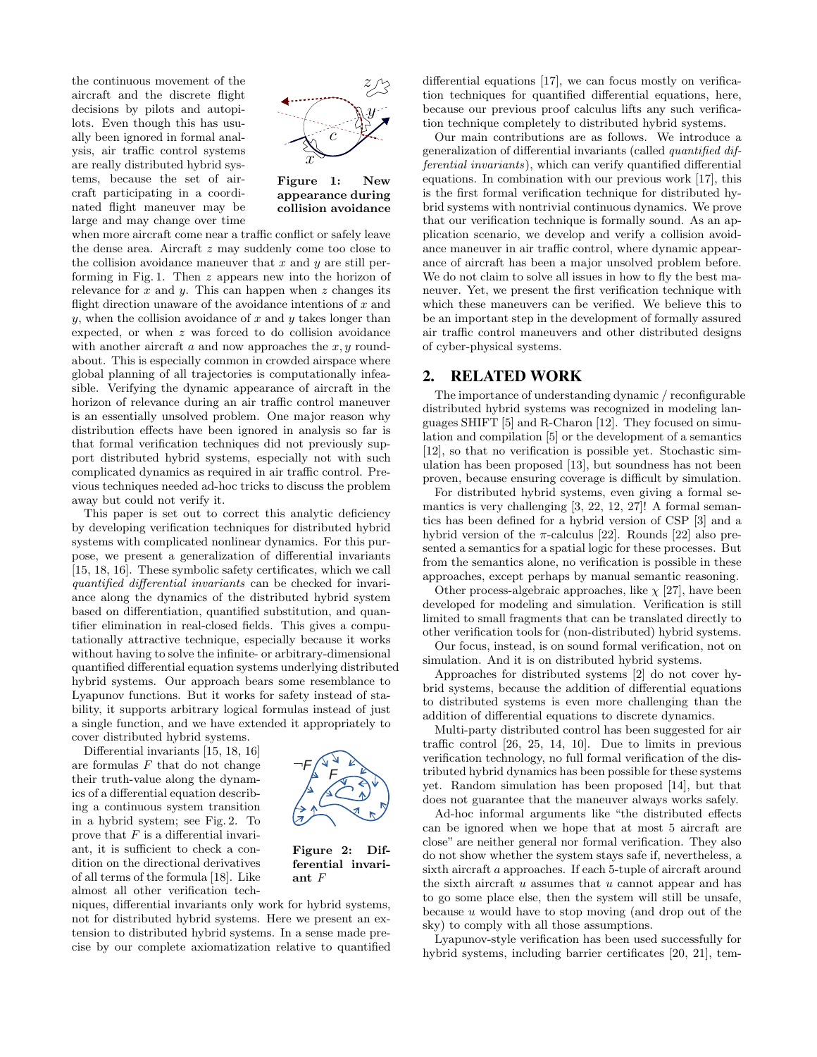the continuous movement of the aircraft and the discrete flight decisions by pilots and autopilots. Even though this has usually been ignored in formal analysis, air traffic control systems are really distributed hybrid systems, because the set of aircraft participating in a coordinated flight maneuver may be large and may change over time when more aircraft come near a traffic conflict or safely leave the dense area. Aircraft $z$ may suddenly come too close to the collision avoidance maneuver that $x$ and $y$ are still performing in Fig. 1. Then $z$ appears new into the horizon of relevance for $x$ and $y$. This can happen when $z$ changes its flight direction unaware of the avoidance intentions of $x$ and $y$, when the collision avoidance of $x$ and $y$ takes longer than expected, or when $z$ was forced to do collision avoidance with another aircraft $a$ and now approaches the $x, y$ roundabout. This is especially common in crowded airspace where global planning of all trajectories is computationally infeasible. Verifying the dynamic appearance of aircraft in the horizon of relevance during an air traffic control maneuver is an essentially unsolved problem. One major reason why distribution effects have been ignored in analysis so far is that formal verification techniques did not previously support distributed hybrid systems, especially not with such complicated dynamics as required in air traffic control. Previous techniques needed ad-hoc tricks to discuss the problem away but could not verify it.

**Figure 1: New appearance during collision avoidance**

This paper is set out to correct this analytic deficiency by developing verification techniques for distributed hybrid systems with complicated nonlinear dynamics. For this purpose, we present a generalization of differential invariants [15, 18, 16]. These symbolic safety certificates, which we call *quantified differential invariants* can be checked for invariance along the dynamics of the distributed hybrid system based on differentiation, quantified substitution, and quantifier elimination in real-closed fields. This gives a computationally attractive technique, especially because it works without having to solve the infinite- or arbitrary-dimensional quantified differential equation systems underlying distributed hybrid systems. Our approach bears some resemblance to Lyapunov functions. But it works for safety instead of stability, it supports arbitrary logical formulas instead of just a single function, and we have extended it appropriately to cover distributed hybrid systems.

Differential invariants [15, 18, 16] are formulas $F$ that do not change their truth-value along the dynamics of a differential equation describing a continuous system transition in a hybrid system; see Fig. 2. To prove that $F$ is a differential invariant, it is sufficient to check a condition on the directional derivatives of all terms of the formula [18]. Like almost all other verification techniques, differential invariants only work for hybrid systems, not for distributed hybrid systems. Here we present an extension to distributed hybrid systems. In a sense made precise by our complete axiomatization relative to quantified differential equations [17], we can focus mostly on verification techniques for quantified differential equations, here, because our previous proof calculus lifts any such verification technique completely to distributed hybrid systems.

**Figure 2: Differential invariant $F$**

Our main contributions are as follows. We introduce a generalization of differential invariants (called *quantified differential invariants*), which can verify quantified differential equations. In combination with our previous work [17], this is the first formal verification technique for distributed hybrid systems with nontrivial continuous dynamics. We prove that our verification technique is formally sound. As an application scenario, we develop and verify a collision avoidance maneuver in air traffic control, where dynamic appearance of aircraft has been a major unsolved problem before. We do not claim to solve all issues in how to fly the best maneuver. Yet, we present the first verification technique with which these maneuvers can be verified. We believe this to be an important step in the development of formally assured air traffic control maneuvers and other distributed designs of cyber-physical systems.

## 2. RELATED WORK

The importance of understanding dynamic / reconfigurable distributed hybrid systems was recognized in modeling languages SHIFT [5] and R-Charon [12]. They focused on simulation and compilation [5] or the development of a semantics [12], so that no verification is possible yet. Stochastic simulation has been proposed [13], but soundness has not been proven, because ensuring coverage is difficult by simulation.

For distributed hybrid systems, even giving a formal semantics is very challenging [3, 22, 12, 27]! A formal semantics has been defined for a hybrid version of CSP [3] and a hybrid version of the $\pi$-calculus [22]. Rounds [22] also presented a semantics for a spatial logic for these processes. But from the semantics alone, no verification is possible in these approaches, except perhaps by manual semantic reasoning.

Other process-algebraic approaches, like $\chi$ [27], have been developed for modeling and simulation. Verification is still limited to small fragments that can be translated directly to other verification tools for (non-distributed) hybrid systems.

Our focus, instead, is on sound formal verification, not on simulation. And it is on distributed hybrid systems.

Approaches for distributed systems [2] do not cover hybrid systems, because the addition of differential equations to distributed systems is even more challenging than the addition of differential equations to discrete dynamics.

Multi-party distributed control has been suggested for air traffic control [26, 25, 14, 10]. Due to limits in previous verification technology, no full formal verification of the distributed hybrid dynamics has been possible for these systems yet. Random simulation has been proposed [14], but that does not guarantee that the maneuver always works safely.

Ad-hoc informal arguments like "the distributed effects can be ignored when we hope that at most 5 aircraft are close" are neither general nor formal verification. They also do not show whether the system stays safe if, nevertheless, a sixth aircraft $a$ approaches. If each 5-tuple of aircraft around the sixth aircraft $u$ assumes that $u$ cannot appear and has to go some place else, then the system will still be unsafe, because $u$ would have to stop moving (and drop out of the sky) to comply with all those assumptions.

Lyapunov-style verification has been used successfully for hybrid systems, including barrier certificates [20, 21], tem-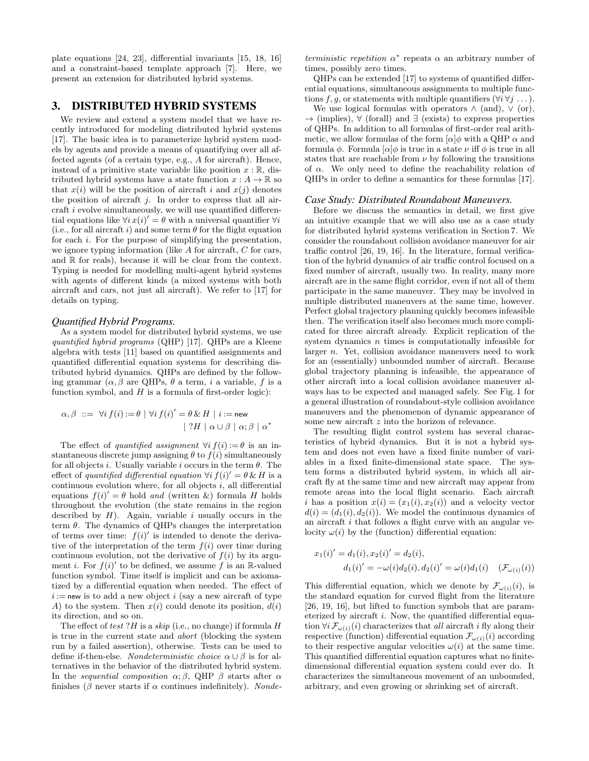plate equations [24, 23], differential invariants [15, 18, 16] and a constraint-based template approach [7]. Here, we present an extension for distributed hybrid systems.

## 3. DISTRIBUTED HYBRID SYSTEMS

We review and extend a system model that we have recently introduced for modeling distributed hybrid systems [17]. The basic idea is to parameterize hybrid system models by agents and provide a means of quantifying over all affected agents (of a certain type, e.g., $A$ for aircraft). Hence, instead of a primitive state variable like position $x : \mathbb{R}$, distributed hybrid systems have a state function $x : A \to \mathbb{R}$ so that $x(i)$ will be the position of aircraft $i$ and $x(j)$ denotes the position of aircraft $j$. In order to express that all aircraft $i$ evolve simultaneously, we will use quantified differential equations like $\forall i\, x(i)' = \theta$ with a universal quantifier $\forall i$ (i.e., for all aircraft $i$) and some term $\theta$ for the flight equation for each $i$. For the purpose of simplifying the presentation, we ignore typing information (like $A$ for aircraft, $C$ for cars, and $\mathbb{R}$ for reals), because it will be clear from the context. Typing is needed for modelling multi-agent hybrid systems with agents of different kinds (a mixed systems with both aircraft and cars, not just all aircraft). We refer to [17] for details on typing.

### *Quantified Hybrid Programs.*

As a system model for distributed hybrid systems, we use *quantified hybrid programs* (QHP) [17]. QHPs are a Kleene algebra with tests [11] based on quantified assignments and quantified differential equation systems for describing distributed hybrid dynamics. QHPs are defined by the following grammar ($\alpha, \beta$ are QHPs, $\theta$ a term, $i$ a variable, $f$ is a function symbol, and $H$ is a formula of first-order logic):

$$\alpha, \beta \ ::= \ \forall i\, f(i) := \theta \mid \forall i\, f(i)' = \theta \,\&\, H \mid i := \mathsf{new} \mid\ ?H \mid \alpha \cup \beta \mid \alpha ; \beta \mid \alpha^*$$

The effect of *quantified assignment* $\forall i\, f(i) := \theta$ is an instantaneous discrete jump assigning $\theta$ to $f(i)$ simultaneously for all objects $i$. Usually variable $i$ occurs in the term $\theta$. The effect of *quantified differential equation* $\forall i\, f(i)' = \theta \,\&\, H$ is a continuous evolution where, for all objects $i$, all differential equations $f(i)' = \theta$ hold *and* (written &) formula $H$ holds throughout the evolution (the state remains in the region described by $H$). Again, variable $i$ usually occurs in the term $\theta$. The dynamics of QHPs changes the interpretation of terms over time: $f(i)'$ is intended to denote the derivative of the interpretation of the term $f(i)$ over time during continuous evolution, not the derivative of $f(i)$ by its argument $i$. For $f(i)'$ to be defined, we assume $f$ is an $\mathbb{R}$-valued function symbol. Time itself is implicit and can be axiomatized by a differential equation when needed. The effect of $i := \mathsf{new}$ is to add a new object $i$ (say a new aircraft of type $A$) to the system. Then $x(i)$ could denote its position, $d(i)$ its direction, and so on.

The effect of *test* $?H$ is a *skip* (i.e., no change) if formula $H$ is true in the current state and *abort* (blocking the system run by a failed assertion), otherwise. Tests can be used to define if-then-else. *Nondeterministic choice* $\alpha \cup \beta$ is for alternatives in the behavior of the distributed hybrid system. In the *sequential composition* $\alpha; \beta$, QHP $\beta$ starts after $\alpha$ finishes ($\beta$ never starts if $\alpha$ continues indefinitely). *Nondeterministic repetition* $\alpha^*$ repeats $\alpha$ an arbitrary number of times, possibly zero times.

QHPs can be extended [17] to systems of quantified differential equations, simultaneous assignments to multiple functions $f, g$, or statements with multiple quantifiers ($\forall i\, \forall j\ \ldots$).

We use logical formulas with operators $\wedge$ (and), $\vee$ (or), $\to$ (implies), $\forall$ (forall) and $\exists$ (exists) to express properties of QHPs. In addition to all formulas of first-order real arithmetic, we allow formulas of the form $[\alpha]\phi$ with a QHP $\alpha$ and formula $\phi$. Formula $[\alpha]\phi$ is true in a state $\nu$ iff $\phi$ is true in all states that are reachable from $\nu$ by following the transitions of $\alpha$. We only need to define the reachability relation of QHPs in order to define a semantics for these formulas [17].

### *Case Study: Distributed Roundabout Maneuvers.*

Before we discuss the semantics in detail, we first give an intuitive example that we will also use as a case study for distributed hybrid systems verification in Section 7. We consider the roundabout collision avoidance maneuver for air traffic control [26, 19, 16]. In the literature, formal verification of the hybrid dynamics of air traffic control focused on a fixed number of aircraft, usually two. In reality, many more aircraft are in the same flight corridor, even if not all of them participate in the same maneuver. They may be involved in multiple distributed maneuvers at the same time, however. Perfect global trajectory planning quickly becomes infeasible then. The verification itself also becomes much more complicated for three aircraft already. Explicit replication of the system dynamics $n$ times is computationally infeasible for larger $n$. Yet, collision avoidance maneuvers need to work for an (essentially) unbounded number of aircraft. Because global trajectory planning is infeasible, the appearance of other aircraft into a local collision avoidance maneuver always has to be expected and managed safely. See Fig. 1 for a general illustration of roundabout-style collision avoidance maneuvers and the phenomenon of dynamic appearance of some new aircraft $z$ into the horizon of relevance.

The resulting flight control system has several characteristics of hybrid dynamics. But it is not a hybrid system and does not even have a fixed finite number of variables in a fixed finite-dimensional state space. The system forms a distributed hybrid system, in which all aircraft fly at the same time and new aircraft may appear from remote areas into the local flight scenario. Each aircraft $i$ has a position $x(i) = (x_1(i), x_2(i))$ and a velocity vector $d(i) = (d_1(i), d_2(i))$. We model the continuous dynamics of an aircraft $i$ that follows a flight curve with an angular velocity $\omega(i)$ by the (function) differential equation:

$$\begin{aligned} &x_1(i)' = d_1(i), x_2(i)' = d_2(i), \\ &\qquad d_1(i)' = -\omega(i) d_2(i), d_2(i)' = \omega(i) d_1(i) \quad (\mathcal{F}_{\omega(i)}(i)) \end{aligned}$$

This differential equation, which we denote by $\mathcal{F}_{\omega(i)}(i)$, is the standard equation for curved flight from the literature [26, 19, 16], but lifted to function symbols that are parameterized by aircraft $i$. Now, the quantified differential equation $\forall i\, \mathcal{F}_{\omega(i)}(i)$ characterizes that *all* aircraft $i$ fly along their respective (function) differential equation $\mathcal{F}_{\omega(i)}(i)$ according to their respective angular velocities $\omega(i)$ at the same time. This quantified differential equation captures what no finite-dimensional differential equation system could ever do. It characterizes the simultaneous movement of an unbounded, arbitrary, and even growing or shrinking set of aircraft.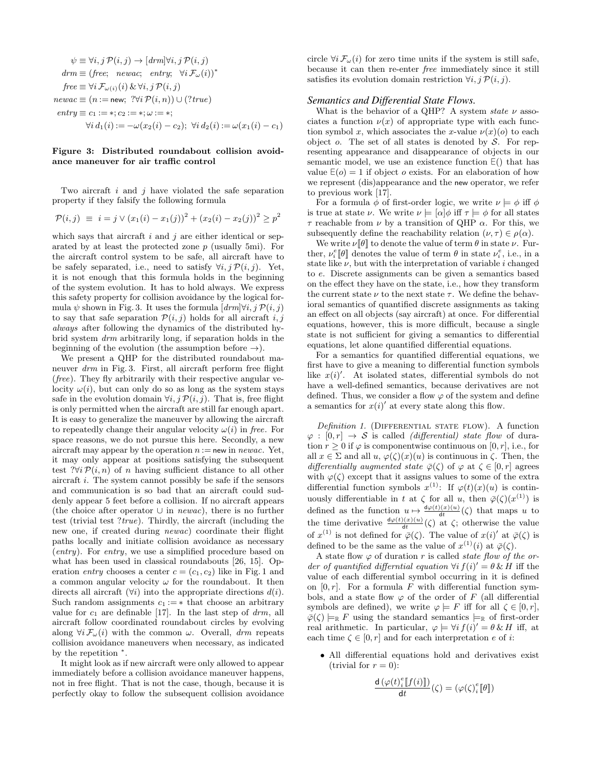$$\psi \equiv \forall i,j\, \mathcal{P}(i,j) \rightarrow [drm]\forall i,j\, \mathcal{P}(i,j)$$
$$drm \equiv (free;\;\; newac;\;\; entry;\;\; \forall i\, \mathcal{F}_{\omega}(i))^*$$
$$free \equiv \forall i\, \mathcal{F}_{\omega(i)}(i)\, \&\, \forall i,j\, \mathcal{P}(i,j)$$
$$newac \equiv (n := \mathsf{new};\;\; ?\forall i\, \mathcal{P}(i,n)) \cup (?true)$$
$$entry \equiv c_1 := *; c_2 := *; \omega := *;$$
$$\forall i\, d_1(i) := -\omega(x_2(i) - c_2);\;\; \forall i\, d_2(i) := \omega(x_1(i) - c_1)$$

**Figure 3: Distributed roundabout collision avoidance maneuver for air traffic control**

Two aircraft $i$ and $j$ have violated the safe separation property if they falsify the following formula

$$\mathcal{P}(i,j) \;\equiv\; i = j \vee (x_1(i) - x_1(j))^2 + (x_2(i) - x_2(j))^2 \geq p^2$$

which says that aircraft $i$ and $j$ are either identical or separated by at least the protected zone $p$ (usually 5mi). For the aircraft control system to be safe, all aircraft have to be safely separated, i.e., need to satisfy $\forall i,j\, \mathcal{P}(i,j)$. Yet, it is not enough that this formula holds in the beginning of the system evolution. It has to hold always. We express this safety property for collision avoidance by the logical formula $\psi$ shown in Fig. 3. It uses the formula $[drm]\forall i,j\, \mathcal{P}(i,j)$ to say that safe separation $\mathcal{P}(i,j)$ holds for all aircraft $i,j$ *always* after following the dynamics of the distributed hybrid system *drm* arbitrarily long, if separation holds in the beginning of the evolution (the assumption before $\rightarrow$).

We present a QHP for the distributed roundabout maneuver *drm* in Fig. 3. First, all aircraft perform free flight (*free*). They fly arbitrarily with their respective angular velocity $\omega(i)$, but can only do so as long as the system stays safe in the evolution domain $\forall i,j\, \mathcal{P}(i,j)$. That is, free flight is only permitted when the aircraft are still far enough apart. It is easy to generalize the maneuver by allowing the aircraft to repeatedly change their angular velocity $\omega(i)$ in *free*. For space reasons, we do not pursue this here. Secondly, a new aircraft may appear by the operation $n := \mathsf{new}$ in *newac*. Yet, it may only appear at positions satisfying the subsequent test $?\forall i\, \mathcal{P}(i,n)$ of $n$ having sufficient distance to all other aircraft $i$. The system cannot possibly be safe if the sensors and communication is so bad that an aircraft could suddenly appear 5 feet before a collision. If no aircraft appears (the choice after operator $\cup$ in *newac*), there is no further test (trivial test $?true$). Thirdly, the aircraft (including the new one, if created during *newac*) coordinate their flight paths locally and initiate collision avoidance as necessary (*entry*). For *entry*, we use a simplified procedure based on what has been used in classical roundabouts [26, 15]. Operation *entry* chooses a center $c = (c_1, c_2)$ like in Fig. 1 and a common angular velocity $\omega$ for the roundabout. It then directs all aircraft ($\forall i$) into the appropriate directions $d(i)$. Such random assignments $c_1 := *$ that choose an arbitrary value for $c_1$ are definable [17]. In the last step of *drm*, all aircraft follow coordinated roundabout circles by evolving along $\forall i\, \mathcal{F}_{\omega}(i)$ with the common $\omega$. Overall, *drm* repeats collision avoidance maneuvers when necessary, as indicated by the repetition $^*$.

It might look as if new aircraft were only allowed to appear immediately before a collision avoidance maneuver happens, not in free flight. That is not the case, though, because it is perfectly okay to follow the subsequent collision avoidance circle $\forall i\, \mathcal{F}_{\omega}(i)$ for zero time units if the system is still safe, because it can then re-enter *free* immediately since it still satisfies its evolution domain restriction $\forall i,j\, \mathcal{P}(i,j)$.

### *Semantics and Differential State Flows.*

What is the behavior of a QHP? A system *state* $\nu$ associates a function $\nu(x)$ of appropriate type with each function symbol $x$, which associates the $x$-value $\nu(x)(o)$ to each object $o$. The set of all states is denoted by $\mathcal{S}$. For representing appearance and disappearance of objects in our semantic model, we use an existence function $\mathsf{E}()$ that has value $\mathsf{E}(o) = 1$ if object $o$ exists. For an elaboration of how we represent (dis)appearance and the $\mathsf{new}$ operator, we refer to previous work [17].

For a formula $\phi$ of first-order logic, we write $\nu \models \phi$ iff $\phi$ is true at state $\nu$. We write $\nu \models [\alpha]\phi$ iff $\tau \models \phi$ for all states $\tau$ reachable from $\nu$ by a transition of QHP $\alpha$. For this, we subsequently define the reachability relation $(\nu, \tau) \in \rho(\alpha)$.

We write $\nu[\![\theta]\!]$ to denote the value of term $\theta$ in state $\nu$. Further, $\nu_i^e[\![\theta]\!]$ denotes the value of term $\theta$ in state $\nu_i^e$, i.e., in a state like $\nu$, but with the interpretation of variable $i$ changed to $e$. Discrete assignments can be given a semantics based on the effect they have on the state, i.e., how they transform the current state $\nu$ to the next state $\tau$. We define the behavioral semantics of quantified discrete assignments as taking an effect on all objects (say aircraft) at once. For differential equations, however, this is more difficult, because a single state is not sufficient for giving a semantics to differential equations, let alone quantified differential equations.

For a semantics for quantified differential equations, we first have to give a meaning to differential function symbols like $x(i)'$. At isolated states, differential symbols do not have a well-defined semantics, because derivatives are not defined. Thus, we consider a flow $\varphi$ of the system and define a semantics for $x(i)'$ at every state along this flow.

*Definition 1.* (Differential state flow). A function $\varphi : [0,r] \to \mathcal{S}$ is called *(differential) state flow* of duration $r \geq 0$ if $\varphi$ is componentwise continuous on $[0,r]$, i.e., for all $x \in \Sigma$ and all $u$, $\varphi(\zeta)(x)(u)$ is continuous in $\zeta$. Then, the *differentially augmented state* $\bar{\varphi}(\zeta)$ of $\varphi$ at $\zeta \in [0,r]$ agrees with $\varphi(\zeta)$ except that it assigns values to some of the extra differential function symbols $x^{(1)}$: If $\varphi(t)(x)(u)$ is continuously differentiable in $t$ at $\zeta$ for all $u$, then $\bar{\varphi}(\zeta)(x^{(1)})$ is defined as the function $u \mapsto \frac{\mathrm{d}\varphi(t)(x)(u)}{\mathrm{d}t}(\zeta)$ that maps $u$ to the time derivative $\frac{\mathrm{d}\varphi(t)(x)(u)}{\mathrm{d}t}(\zeta)$ at $\zeta$; otherwise the value of $x^{(1)}$ is not defined for $\bar{\varphi}(\zeta)$. The value of $x(i)'$ at $\bar{\varphi}(\zeta)$ is defined to be the same as the value of $x^{(1)}(i)$ at $\bar{\varphi}(\zeta)$.

A state flow $\varphi$ of duration $r$ is called *state flow of the order of quantified differntial equation* $\forall i\, f(i)' = \theta\, \&\, H$ iff the value of each differential symbol occurring in it is defined on $[0,r]$. For a formula $F$ with differential function symbols, and a state flow $\varphi$ of the order of $F$ (all differential symbols are defined), we write $\varphi \models F$ iff for all $\zeta \in [0,r]$, $\bar{\varphi}(\zeta) \models_{\mathbb{R}} F$ using the standard semantics $\models_{\mathbb{R}}$ of first-order real arithmetic. In particular, $\varphi \models \forall i\, f(i)' = \theta\, \&\, H$ iff, at each time $\zeta \in [0,r]$ and for each interpretation $e$ of $i$:

- All differential equations hold and derivatives exist (trivial for $r = 0$):

$$\frac{\mathrm{d}\,(\varphi(t)_i^e[\![f(i)]\!])}{\mathrm{d}t}(\zeta) = (\varphi(\zeta)_i^e[\![\theta]\!])$$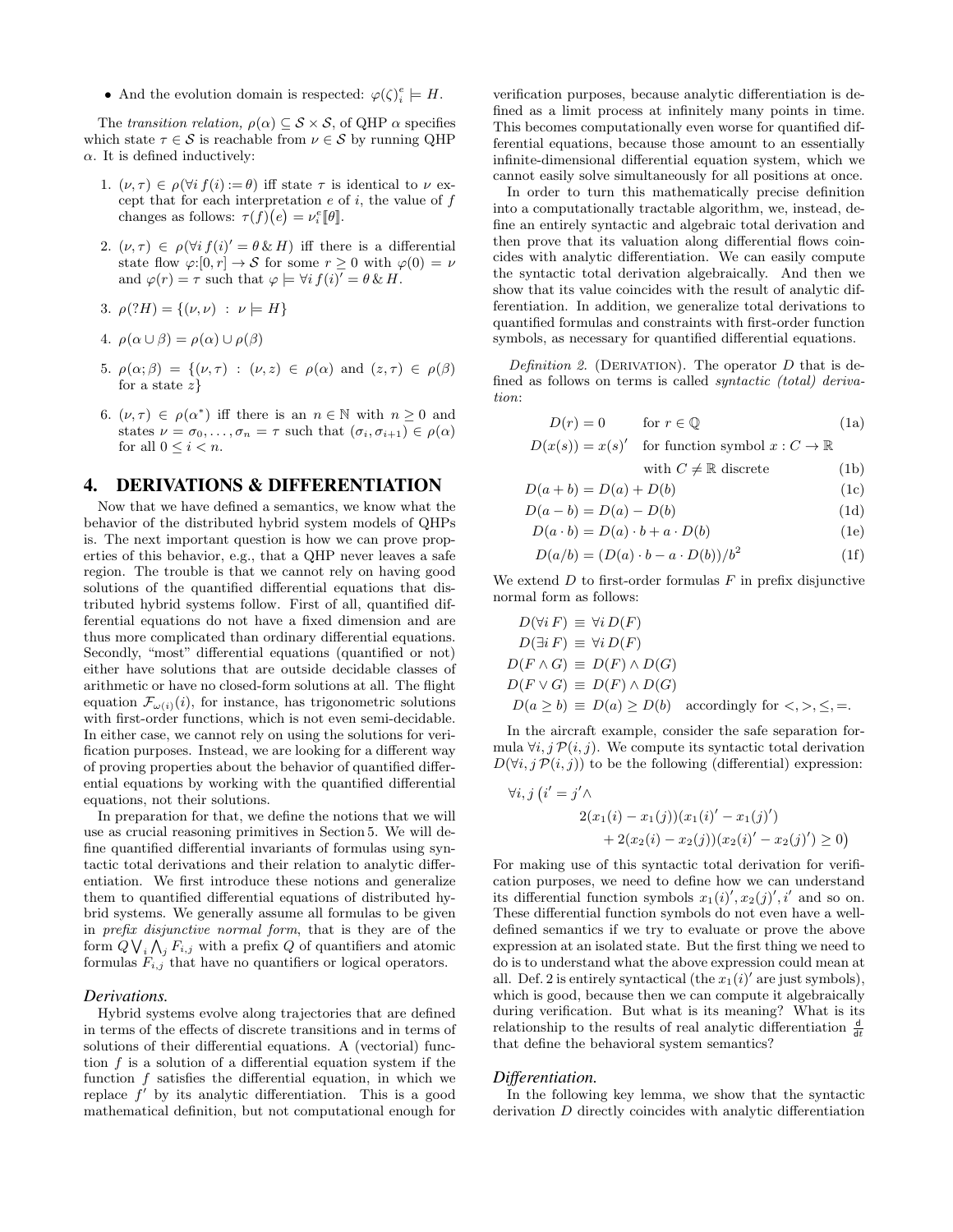- And the evolution domain is respected: $\varphi(\zeta)_i^e \models H$.

The *transition relation*, $\rho(\alpha) \subseteq \mathcal{S} \times \mathcal{S}$, of QHP $\alpha$ specifies which state $\tau \in \mathcal{S}$ is reachable from $\nu \in \mathcal{S}$ by running QHP $\alpha$. It is defined inductively:

1. $(\nu, \tau) \in \rho(\forall i\, f(i) := \theta)$ iff state $\tau$ is identical to $\nu$ except that for each interpretation $e$ of $i$, the value of $f$ changes as follows: $\tau(f)\big(e\big) = \nu_i^e[\![\theta]\!]$.

2. $(\nu, \tau) \in \rho(\forall i\, f(i)' = \theta \,\&\, H)$ iff there is a differential state flow $\varphi{:}[0, r] \to \mathcal{S}$ for some $r \geq 0$ with $\varphi(0) = \nu$ and $\varphi(r) = \tau$ such that $\varphi \models \forall i\, f(i)' = \theta \,\&\, H$.

3. $\rho(?H) = \{(\nu, \nu) \;:\; \nu \models H\}$

4. $\rho(\alpha \cup \beta) = \rho(\alpha) \cup \rho(\beta)$

5. $\rho(\alpha; \beta) = \{(\nu, \tau) \;:\; (\nu, z) \in \rho(\alpha)$ and $(z, \tau) \in \rho(\beta)$ for a state $z\}$

6. $(\nu, \tau) \in \rho(\alpha^*)$ iff there is an $n \in \mathbb{N}$ with $n \geq 0$ and states $\nu = \sigma_0, \ldots, \sigma_n = \tau$ such that $(\sigma_i, \sigma_{i+1}) \in \rho(\alpha)$ for all $0 \leq i < n$.

# 4. DERIVATIONS & DIFFERENTIATION

Now that we have defined a semantics, we know what the behavior of the distributed hybrid system models of QHPs is. The next important question is how we can prove properties of this behavior, e.g., that a QHP never leaves a safe region. The trouble is that we cannot rely on having good solutions of the quantified differential equations that distributed hybrid systems follow. First of all, quantified differential equations do not have a fixed dimension and are thus more complicated than ordinary differential equations. Secondly, "most" differential equations (quantified or not) either have solutions that are outside decidable classes of arithmetic or have no closed-form solutions at all. The flight equation $\mathcal{F}_{\omega(i)}(i)$, for instance, has trigonometric solutions with first-order functions, which is not even semi-decidable. In either case, we cannot rely on using the solutions for verification purposes. Instead, we are looking for a different way of proving properties about the behavior of quantified differential equations by working with the quantified differential equations, not their solutions.

In preparation for that, we define the notions that we will use as crucial reasoning primitives in Section 5. We will define quantified differential invariants of formulas using syntactic total derivations and their relation to analytic differentiation. We first introduce these notions and generalize them to quantified differential equations of distributed hybrid systems. We generally assume all formulas to be given in *prefix disjunctive normal form*, that is they are of the form $Q \bigvee_i \bigwedge_j F_{i,j}$ with a prefix $Q$ of quantifiers and atomic formulas $F_{i,j}$ that have no quantifiers or logical operators.

### *Derivations.*

Hybrid systems evolve along trajectories that are defined in terms of the effects of discrete transitions and in terms of solutions of their differential equations. A (vectorial) function $f$ is a solution of a differential equation system if the function $f$ satisfies the differential equation, in which we replace $f'$ by its analytic differentiation. This is a good mathematical definition, but not computational enough for verification purposes, because analytic differentiation is defined as a limit process at infinitely many points in time. This becomes computationally even worse for quantified differential equations, because those amount to an essentially infinite-dimensional differential equation system, which we cannot easily solve simultaneously for all positions at once.

In order to turn this mathematically precise definition into a computationally tractable algorithm, we, instead, define an entirely syntactic and algebraic total derivation and then prove that its valuation along differential flows coincides with analytic differentiation. We can easily compute the syntactic total derivation algebraically. And then we show that its value coincides with the result of analytic differentiation. In addition, we generalize total derivations to quantified formulas and constraints with first-order function symbols, as necessary for quantified differential equations.

*Definition 2.* (Derivation). The operator $D$ that is defined as follows on terms is called *syntactic (total) derivation*:

$$D(r) = 0 \qquad \text{for } r \in \mathbb{Q} \tag{1a}$$

$$D(x(s)) = x(s)' \quad \text{for function symbol } x : C \to \mathbb{R} \text{ with } C \neq \mathbb{R} \text{ discrete} \tag{1b}$$

$$D(a + b) = D(a) + D(b) \tag{1c}$$

$$D(a - b) = D(a) - D(b) \tag{1d}$$

$$D(a \cdot b) = D(a) \cdot b + a \cdot D(b) \tag{1e}$$

$$D(a/b) = (D(a) \cdot b - a \cdot D(b))/b^2 \tag{1f}$$

We extend $D$ to first-order formulas $F$ in prefix disjunctive normal form as follows:

$$
\begin{aligned}
D(\forall i\, F) &\equiv \forall i\, D(F)\\
D(\exists i\, F) &\equiv \forall i\, D(F)\\
D(F \wedge G) &\equiv D(F) \wedge D(G)\\
D(F \vee G) &\equiv D(F) \wedge D(G)\\
D(a \geq b) &\equiv D(a) \geq D(b) \quad \text{accordingly for } <, >, \leq, =.
\end{aligned}
$$

In the aircraft example, consider the safe separation formula $\forall i, j\, \mathcal{P}(i, j)$. We compute its syntactic total derivation $D(\forall i, j\, \mathcal{P}(i, j))$ to be the following (differential) expression:

$$
\begin{aligned}
\forall i, j\, \big(i' = j' \wedge\, &2(x_1(i) - x_1(j))(x_1(i)' - x_1(j)')\\
&+ 2(x_2(i) - x_2(j))(x_2(i)' - x_2(j)') \geq 0\big)
\end{aligned}
$$

For making use of this syntactic total derivation for verification purposes, we need to define how we can understand its differential function symbols $x_1(i)', x_2(j)', i'$ and so on. These differential function symbols do not even have a well-defined semantics if we try to evaluate or prove the above expression at an isolated state. But the first thing we need to do is to understand what the above expression could mean at all. Def. 2 is entirely syntactical (the $x_1(i)'$ are just symbols), which is good, because then we can compute it algebraically during verification. But what is its meaning? What is its relationship to the results of real analytic differentiation $\frac{\mathsf{d}}{\mathsf{d}t}$ that define the behavioral system semantics?

### *Differentiation.*

In the following key lemma, we show that the syntactic derivation $D$ directly coincides with analytic differentiation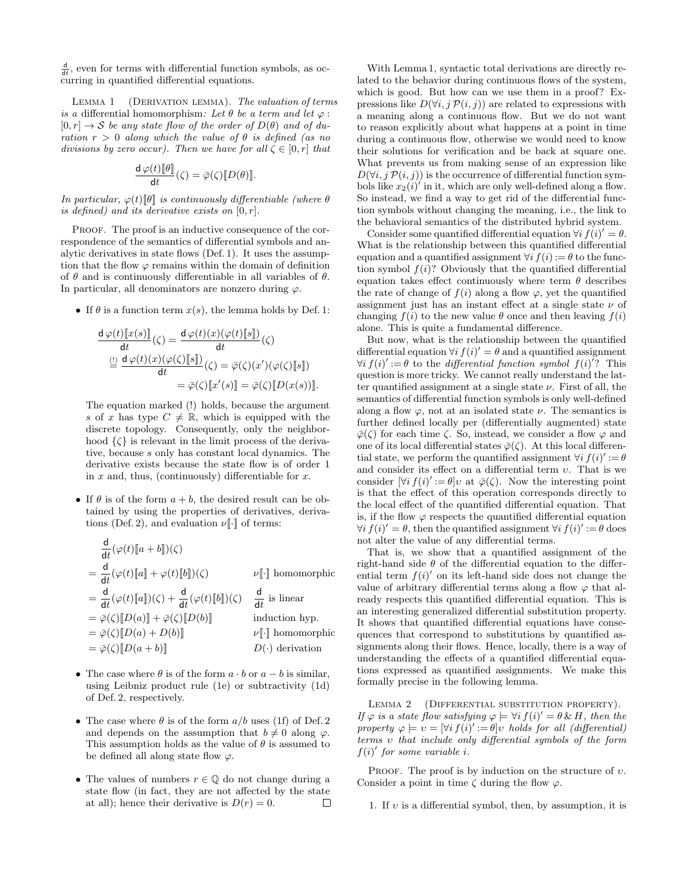$\frac{\mathsf{d}}{\mathsf{d}t}$, even for terms with differential function symbols, as occurring in quantified differential equations.

Lemma 1 (Derivation lemma). *The valuation of terms is a* differential homomorphism*: Let $\theta$ be a term and let $\varphi : [0, r] \to \mathcal{S}$ be any state flow of the order of $D(\theta)$ and of duration $r > 0$ along which the value of $\theta$ is defined (as no divisions by zero occur). Then we have for all $\zeta \in [0, r]$ that*

$$\frac{\mathsf{d}\,\varphi(t)[\![\theta]\!]}{\mathsf{d}t}(\zeta) = \bar{\varphi}(\zeta)[\![D(\theta)]\!].$$

*In particular, $\varphi(t)[\![\theta]\!]$ is continuously differentiable (where $\theta$ is defined) and its derivative exists on $[0, r]$.*

Proof. The proof is an inductive consequence of the correspondence of the semantics of differential symbols and analytic derivatives in state flows (Def. 1). It uses the assumption that the flow $\varphi$ remains within the domain of definition of $\theta$ and is continuously differentiable in all variables of $\theta$. In particular, all denominators are nonzero during $\varphi$.

- If $\theta$ is a function term $x(s)$, the lemma holds by Def. 1:

$$\begin{aligned}
\frac{\mathsf{d}\,\varphi(t)[\![x(s)]\!]}{\mathsf{d}t}(\zeta) &= \frac{\mathsf{d}\,\varphi(t)(x)(\varphi(t)[\![s]\!])}{\mathsf{d}t}(\zeta) \\
&\overset{(!)}{=} \frac{\mathsf{d}\,\varphi(t)(x)(\varphi(\zeta)[\![s]\!])}{\mathsf{d}t}(\zeta) = \bar{\varphi}(\zeta)(x')(\varphi(\zeta)[\![s]\!]) \\
&= \bar{\varphi}(\zeta)[\![x'(s)]\!] = \bar{\varphi}(\zeta)[\![D(x(s))]\!].
\end{aligned}$$

  The equation marked (!) holds, because the argument $s$ of $x$ has type $C \neq \mathbb{R}$, which is equipped with the discrete topology. Consequently, only the neighborhood $\{\zeta\}$ is relevant in the limit process of the derivative, because $s$ only has constant local dynamics. The derivative exists because the state flow is of order 1 in $x$ and, thus, (continuously) differentiable for $x$.

- If $\theta$ is of the form $a + b$, the desired result can be obtained by using the properties of derivatives, derivations (Def. 2), and evaluation $\nu[\![\cdot]\!]$ of terms:

$$\begin{aligned}
&\frac{\mathsf{d}}{\mathsf{d}t}(\varphi(t)[\![a+b]\!])(\zeta) \\
&= \frac{\mathsf{d}}{\mathsf{d}t}(\varphi(t)[\![a]\!] + \varphi(t)[\![b]\!])(\zeta) && \nu[\![\cdot]\!] \text{ homomorphic} \\
&= \frac{\mathsf{d}}{\mathsf{d}t}(\varphi(t)[\![a]\!])(\zeta) + \frac{\mathsf{d}}{\mathsf{d}t}(\varphi(t)[\![b]\!])(\zeta) && \tfrac{\mathsf{d}}{\mathsf{d}t} \text{ is linear} \\
&= \bar{\varphi}(\zeta)[\![D(a)]\!] + \bar{\varphi}(\zeta)[\![D(b)]\!] && \text{induction hyp.} \\
&= \bar{\varphi}(\zeta)[\![D(a) + D(b)]\!] && \nu[\![\cdot]\!] \text{ homomorphic} \\
&= \bar{\varphi}(\zeta)[\![D(a+b)]\!] && D(\cdot) \text{ derivation}
\end{aligned}$$

- The case where $\theta$ is of the form $a \cdot b$ or $a - b$ is similar, using Leibniz product rule (1e) or subtractivity (1d) of Def. 2, respectively.

- The case where $\theta$ is of the form $a/b$ uses (1f) of Def. 2 and depends on the assumption that $b \neq 0$ along $\varphi$. This assumption holds as the value of $\theta$ is assumed to be defined all along state flow $\varphi$.

- The values of numbers $r \in \mathbb{Q}$ do not change during a state flow (in fact, they are not affected by the state at all); hence their derivative is $D(r) = 0$. $\square$

With Lemma 1, syntactic total derivations are directly related to the behavior during continuous flows of the system, which is good. But how can we use them in a proof? Expressions like $D(\forall i, j\, \mathcal{P}(i, j))$ are related to expressions with a meaning along a continuous flow. But we do not want to reason explicitly about what happens at a point in time during a continuous flow, otherwise we would need to know their solutions for verification and be back at square one. What prevents us from making sense of an expression like $D(\forall i, j\, \mathcal{P}(i, j))$ is the occurrence of differential function symbols like $x_2(i)'$ in it, which are only well-defined along a flow. So instead, we find a way to get rid of the differential function symbols without changing the meaning, i.e., the link to the behavioral semantics of the distributed hybrid system.

Consider some quantified differential equation $\forall i\, f(i)' = \theta$. What is the relationship between this quantified differential equation and a quantified assignment $\forall i\, f(i) := \theta$ to the function symbol $f(i)$? Obviously that the differential equation takes effect continuously where term $\theta$ describes the rate of change of $f(i)$ along a flow $\varphi$, yet the quantified assignment just has an instant effect at a single state $\nu$ of changing $f(i)$ to the new value $\theta$ once and then leaving $f(i)$ alone. This is quite a fundamental difference.

But now, what is the relationship between the quantified differential equation $\forall i\, f(i)' = \theta$ and a quantified assignment $\forall i\, f(i)' := \theta$ to the *differential function symbol* $f(i)'$? This question is more tricky. We cannot really understand the latter quantified assignment at a single state $\nu$. First of all, the semantics of differential function symbols is only well-defined along a flow $\varphi$, not at an isolated state $\nu$. The semantics is further defined locally per (differentially augmented) state $\bar{\varphi}(\zeta)$ for each time $\zeta$. So, instead, we consider a flow $\varphi$ and one of its local differential states $\bar{\varphi}(\zeta)$. At this local differential state, we perform the quantified assignment $\forall i\, f(i)' := \theta$ and consider its effect on a differential term $\upsilon$. That is we consider $[\forall i\, f(i)' := \theta]\upsilon$ at $\bar{\varphi}(\zeta)$. Now the interesting point is that the effect of this operation corresponds directly to the local effect of the quantified differential equation. That is, if the flow $\varphi$ respects the quantified differential equation $\forall i\, f(i)' = \theta$, then the quantified assignment $\forall i\, f(i)' := \theta$ does not alter the value of any differential terms.

That is, we show that a quantified assignment of the right-hand side $\theta$ of the differential equation to the differential term $f(i)'$ on its left-hand side does not change the value of arbitrary differential terms along a flow $\varphi$ that already respects this quantified differential equation. This is an interesting generalized differential substitution property. It shows that quantified differential equations have consequences that correspond to substitutions by quantified assignments along their flows. Hence, locally, there is a way of understanding the effects of a quantified differential equations expressed as quantified assignments. We make this formally precise in the following lemma.

Lemma 2 (Differential substitution property). *If $\varphi$ is a state flow satisfying $\varphi \models \forall i\, f(i)' = \theta \,\&\, H$, then the property $\varphi \models \upsilon = [\forall i\, f(i)' := \theta]\upsilon$ holds for all (differential) terms $\upsilon$ that include only differential symbols of the form $f(i)'$ for some variable $i$.*

Proof. The proof is by induction on the structure of $\upsilon$. Consider a point in time $\zeta$ during the flow $\varphi$.

1. If $\upsilon$ is a differential symbol, then, by assumption, it is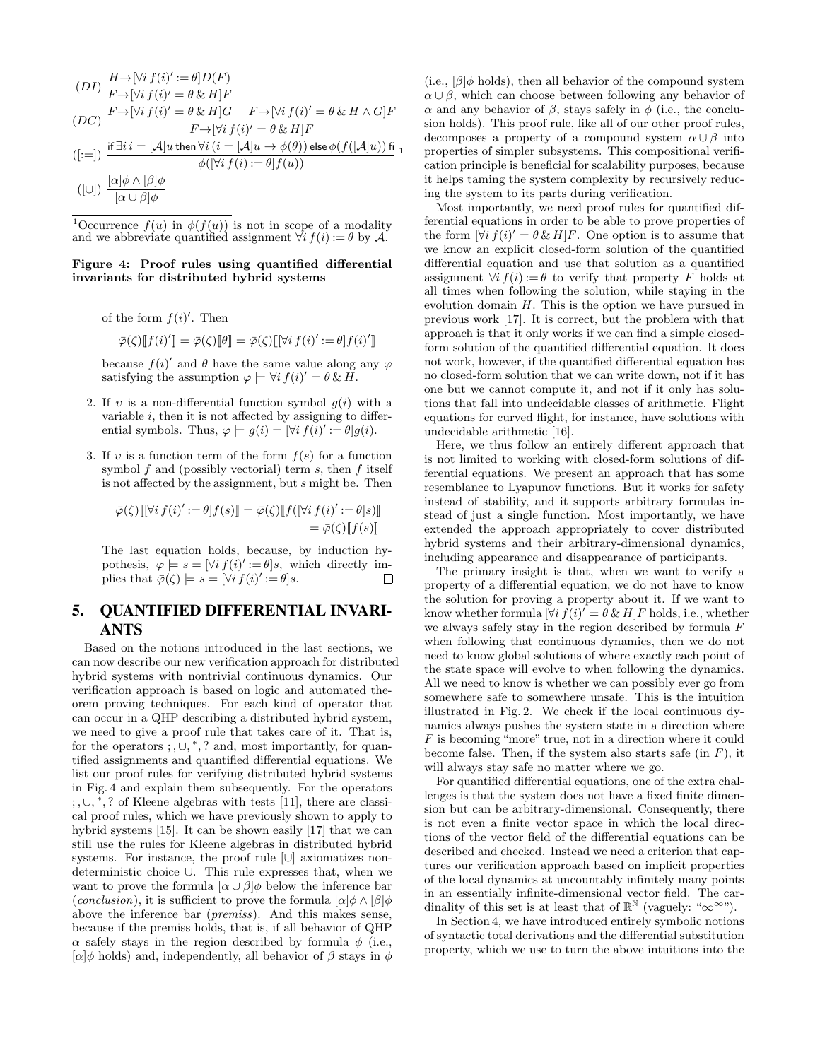$$(DI)\ \frac{H \rightarrow [\forall i\, f(i)' := \theta] D(F)}{F \rightarrow [\forall i\, f(i)' = \theta \,\&\, H] F}$$

$$(DC)\ \frac{F \rightarrow [\forall i\, f(i)' = \theta \,\&\, H] G \qquad F \rightarrow [\forall i\, f(i)' = \theta \,\&\, H \wedge G] F}{F \rightarrow [\forall i\, f(i)' = \theta \,\&\, H] F}$$

$$([:=])\ \frac{\text{if } \exists i\, i = [\mathcal{A}]u \text{ then } \forall i\, (i = [\mathcal{A}]u \rightarrow \phi(\theta)) \text{ else } \phi(f([\mathcal{A}]u)) \text{ fi}}{\phi([\forall i\, f(i) := \theta] f(u))}\ ^{1}$$

$$([\cup])\ \frac{[\alpha]\phi \wedge [\beta]\phi}{[\alpha \cup \beta]\phi}$$

[1]Occurrence $f(u)$ in $\phi(f(u))$ is not in scope of a modality and we abbreviate quantified assignment $\forall i\, f(i) := \theta$ by $\mathcal{A}$.

**Figure 4: Proof rules using quantified differential invariants for distributed hybrid systems**

of the form $f(i)'$. Then

$$\bar{\varphi}(\zeta)[\![f(i)']\!] = \bar{\varphi}(\zeta)[\![\theta]\!] = \bar{\varphi}(\zeta)[\![[\forall i\, f(i)' := \theta] f(i)']\!]$$

because $f(i)'$ and $\theta$ have the same value along any $\varphi$ satisfying the assumption $\varphi \models \forall i\, f(i)' = \theta \,\&\, H$.

2. If $\upsilon$ is a non-differential function symbol $g(i)$ with a variable $i$, then it is not affected by assigning to differential symbols. Thus, $\varphi \models g(i) = [\forall i\, f(i)' := \theta] g(i)$.

3. If $\upsilon$ is a function term of the form $f(s)$ for a function symbol $f$ and (possibly vectorial) term $s$, then $f$ itself is not affected by the assignment, but $s$ might be. Then

$$\begin{aligned}\bar{\varphi}(\zeta)[\![[\forall i\, f(i)' := \theta] f(s)]\!] &= \bar{\varphi}(\zeta)[\![f([\forall i\, f(i)' := \theta] s)]\!] \\ &= \bar{\varphi}(\zeta)[\![f(s)]\!]\end{aligned}$$

The last equation holds, because, by induction hypothesis, $\varphi \models s = [\forall i\, f(i)' := \theta] s$, which directly implies that $\bar{\varphi}(\zeta) \models s = [\forall i\, f(i)' := \theta] s$. □

## 5. QUANTIFIED DIFFERENTIAL INVARIANTS

Based on the notions introduced in the last sections, we can now describe our new verification approach for distributed hybrid systems with nontrivial continuous dynamics. Our verification approach is based on logic and automated theorem proving techniques. For each kind of operator that can occur in a QHP describing a distributed hybrid system, we need to give a proof rule that takes care of it. That is, for the operators $;, \cup, ^*, ?$ and, most importantly, for quantified assignments and quantified differential equations. We list our proof rules for verifying distributed hybrid systems in Fig. 4 and explain them subsequently. For the operators $;, \cup, ^*, ?$ of Kleene algebras with tests [11], there are classical proof rules, which we have previously shown to apply to hybrid systems [15]. It can be shown easily [17] that we can still use the rules for Kleene algebras in distributed hybrid systems. For instance, the proof rule $[\cup]$ axiomatizes nondeterministic choice $\cup$. This rule expresses that, when we want to prove the formula $[\alpha \cup \beta]\phi$ below the inference bar (*conclusion*), it is sufficient to prove the formula $[\alpha]\phi \wedge [\beta]\phi$ above the inference bar (*premiss*). And this makes sense, because if the premiss holds, that is, if all behavior of QHP $\alpha$ safely stays in the region described by formula $\phi$ (i.e., $[\alpha]\phi$ holds) and, independently, all behavior of $\beta$ stays in $\phi$ (i.e., $[\beta]\phi$ holds), then all behavior of the compound system $\alpha \cup \beta$, which can choose between following any behavior of $\alpha$ and any behavior of $\beta$, stays safely in $\phi$ (i.e., the conclusion holds). This proof rule, like all of our other proof rules, decomposes a property of a compound system $\alpha \cup \beta$ into properties of simpler subsystems. This compositional verification principle is beneficial for scalability purposes, because it helps taming the system complexity by recursively reducing the system to its parts during verification.

Most importantly, we need proof rules for quantified differential equations in order to be able to prove properties of the form $[\forall i\, f(i)' = \theta \,\&\, H]F$. One option is to assume that we know an explicit closed-form solution of the quantified differential equation and use that solution as a quantified assignment $\forall i\, f(i) := \theta$ to verify that property $F$ holds at all times when following the solution, while staying in the evolution domain $H$. This is the option we have pursued in previous work [17]. It is correct, but the problem with that approach is that it only works if we can find a simple closed-form solution of the quantified differential equation. It does not work, however, if the quantified differential equation has no closed-form solution that we can write down, not if it has one but we cannot compute it, and not if it only has solutions that fall into undecidable classes of arithmetic. Flight equations for curved flight, for instance, have solutions with undecidable arithmetic [16].

Here, we thus follow an entirely different approach that is not limited to working with closed-form solutions of differential equations. We present an approach that has some resemblance to Lyapunov functions. But it works for safety instead of stability, and it supports arbitrary formulas instead of just a single function. Most importantly, we have extended the approach appropriately to cover distributed hybrid systems and their arbitrary-dimensional dynamics, including appearance and disappearance of participants.

The primary insight is that, when we want to verify a property of a differential equation, we do not have to know the solution for proving a property about it. If we want to know whether formula $[\forall i\, f(i)' = \theta \,\&\, H]F$ holds, i.e., whether we always safely stay in the region described by formula $F$ when following that continuous dynamics, then we do not need to know global solutions of where exactly each point of the state space will evolve to when following the dynamics. All we need to know is whether we can possibly ever go from somewhere safe to somewhere unsafe. This is the intuition illustrated in Fig. 2. We check if the local continuous dynamics always pushes the system state in a direction where $F$ is becoming "more" true, not in a direction where it could become false. Then, if the system also starts safe (in $F$), it will always stay safe no matter where we go.

For quantified differential equations, one of the extra challenges is that the system does not have a fixed finite dimension but can be arbitrary-dimensional. Consequently, there is not even a finite vector space in which the local directions of the vector field of the differential equations can be described and checked. Instead we need a criterion that captures our verification approach based on implicit properties of the local dynamics at uncountably infinitely many points in an essentially infinite-dimensional vector field. The cardinality of this set is at least that of $\mathbb{R}^{\mathbb{N}}$ (vaguely: "$\infty^{\infty}$").

In Section 4, we have introduced entirely symbolic notions of syntactic total derivations and the differential substitution property, which we use to turn the above intuitions into the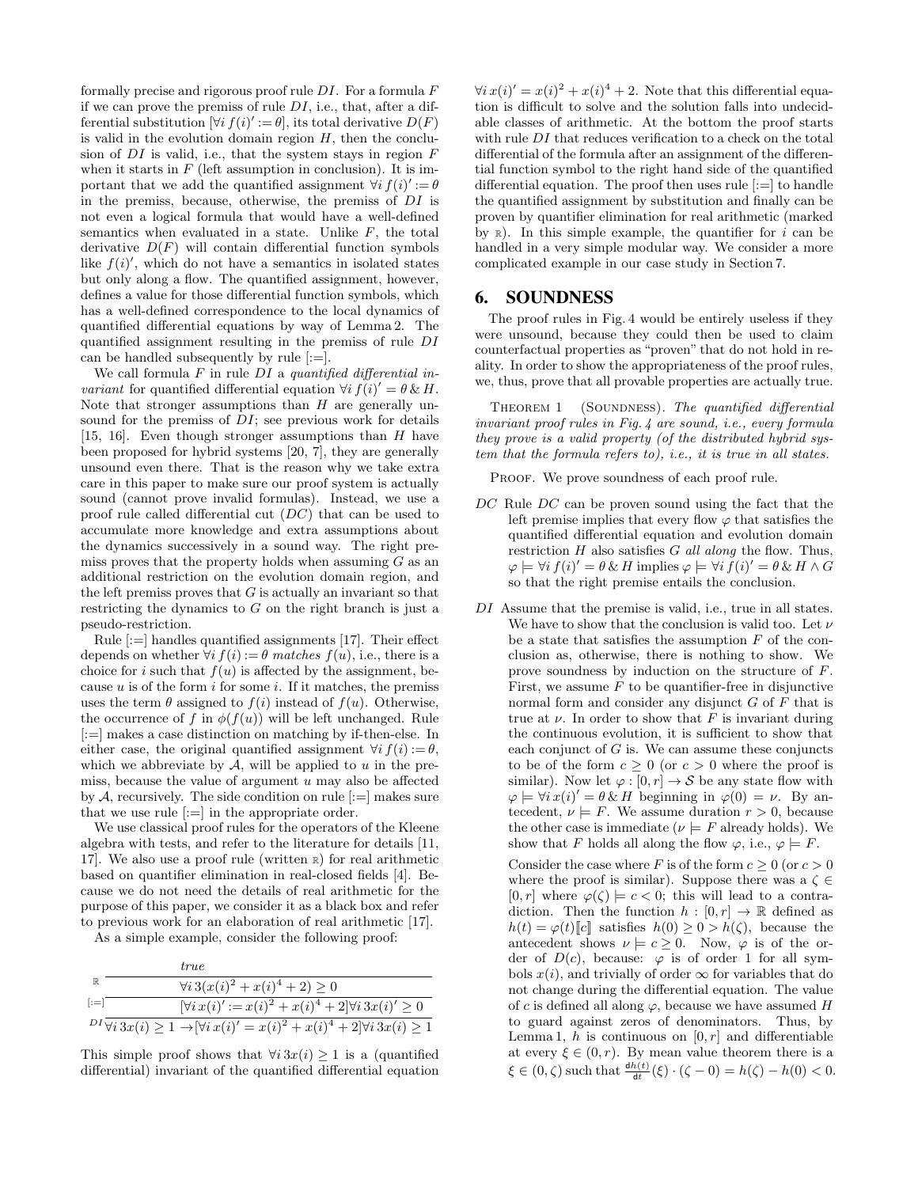formally precise and rigorous proof rule $DI$. For a formula $F$ if we can prove the premiss of rule $DI$, i.e., that, after a differential substitution $[\forall i\, f(i)' := \theta]$, its total derivative $D(F)$ is valid in the evolution domain region $H$, then the conclusion of $DI$ is valid, i.e., that the system stays in region $F$ when it starts in $F$ (left assumption in conclusion). It is important that we add the quantified assignment $\forall i\, f(i)' := \theta$ in the premiss, because, otherwise, the premiss of $DI$ is not even a logical formula that would have a well-defined semantics when evaluated in a state. Unlike $F$, the total derivative $D(F)$ will contain differential function symbols like $f(i)'$, which do not have a semantics in isolated states but only along a flow. The quantified assignment, however, defines a value for those differential function symbols, which has a well-defined correspondence to the local dynamics of quantified differential equations by way of Lemma 2. The quantified assignment resulting in the premiss of rule $DI$ can be handled subsequently by rule [:=].

We call formula $F$ in rule $DI$ a *quantified differential invariant* for quantified differential equation $\forall i\, f(i)' = \theta \,\&\, H$. Note that stronger assumptions than $H$ are generally unsound for the premiss of $DI$; see previous work for details [15, 16]. Even though stronger assumptions than $H$ have been proposed for hybrid systems [20, 7], they are generally unsound even there. That is the reason why we take extra care in this paper to make sure our proof system is actually sound (cannot prove invalid formulas). Instead, we use a proof rule called differential cut ($DC$) that can be used to accumulate more knowledge and extra assumptions about the dynamics successively in a sound way. The right premiss proves that the property holds when assuming $G$ as an additional restriction on the evolution domain region, and the left premiss proves that $G$ is actually an invariant so that restricting the dynamics to $G$ on the right branch is just a pseudo-restriction.

Rule [:=] handles quantified assignments [17]. Their effect depends on whether $\forall i\, f(i) := \theta$ *matches* $f(u)$, i.e., there is a choice for $i$ such that $f(u)$ is affected by the assignment, because $u$ is of the form $i$ for some $i$. If it matches, the premiss uses the term $\theta$ assigned to $f(i)$ instead of $f(u)$. Otherwise, the occurrence of $f$ in $\phi(f(u))$ will be left unchanged. Rule [:=] makes a case distinction on matching by if-then-else. In either case, the original quantified assignment $\forall i\, f(i) := \theta$, which we abbreviate by $\mathcal{A}$, will be applied to $u$ in the premiss, because the value of argument $u$ may also be affected by $\mathcal{A}$, recursively. The side condition on rule [:=] makes sure that we use rule [:=] in the appropriate order.

We use classical proof rules for the operators of the Kleene algebra with tests, and refer to the literature for details [11, 17]. We also use a proof rule (written $\mathbb{R}$) for real arithmetic based on quantifier elimination in real-closed fields [4]. Because we do not need the details of real arithmetic for the purpose of this paper, we consider it as a black box and refer to previous work for an elaboration of real arithmetic [17].

As a simple example, consider the following proof:

$$
\dfrac{\dfrac{\dfrac{true}{\forall i\, 3(x(i)^2 + x(i)^4 + 2) \geq 0}\;\mathbb{R}}{[\forall i\, x(i)' := x(i)^2 + x(i)^4 + 2]\forall i\, 3x(i)' \geq 0}\;[:=]}{\forall i\, 3x(i) \geq 1 \rightarrow [\forall i\, x(i)' = x(i)^2 + x(i)^4 + 2]\forall i\, 3x(i) \geq 1}\;DI
$$

This simple proof shows that $\forall i\, 3x(i) \geq 1$ is a (quantified differential) invariant of the quantified differential equation $\forall i\, x(i)' = x(i)^2 + x(i)^4 + 2$. Note that this differential equation is difficult to solve and the solution falls into undecidable classes of arithmetic. At the bottom the proof starts with rule $DI$ that reduces verification to a check on the total differential of the formula after an assignment of the differential function symbol to the right hand side of the quantified differential equation. The proof then uses rule [:=] to handle the quantified assignment by substitution and finally can be proven by quantifier elimination for real arithmetic (marked by $\mathbb{R}$). In this simple example, the quantifier for $i$ can be handled in a very simple modular way. We consider a more complicated example in our case study in Section 7.

## 6. SOUNDNESS

The proof rules in Fig. 4 would be entirely useless if they were unsound, because they could then be used to claim counterfactual properties as "proven" that do not hold in reality. In order to show the appropriateness of the proof rules, we, thus, prove that all provable properties are actually true.

Theorem 1 (Soundness). *The quantified differential invariant proof rules in Fig. 4 are sound, i.e., every formula they prove is a valid property (of the distributed hybrid system that the formula refers to), i.e., it is true in all states.*

Proof. We prove soundness of each proof rule.

- $DC$ Rule $DC$ can be proven sound using the fact that the left premise implies that every flow $\varphi$ that satisfies the quantified differential equation and evolution domain restriction $H$ also satisfies $G$ *all along* the flow. Thus, $\varphi \models \forall i\, f(i)' = \theta \,\&\, H$ implies $\varphi \models \forall i\, f(i)' = \theta \,\&\, H \wedge G$ so that the right premise entails the conclusion.

- $DI$ Assume that the premise is valid, i.e., true in all states. We have to show that the conclusion is valid too. Let $\nu$ be a state that satisfies the assumption $F$ of the conclusion as, otherwise, there is nothing to show. We prove soundness by induction on the structure of $F$. First, we assume $F$ to be quantifier-free in disjunctive normal form and consider any disjunct $G$ of $F$ that is true at $\nu$. In order to show that $F$ is invariant during the continuous evolution, it is sufficient to show that each conjunct of $G$ is. We can assume these conjuncts to be of the form $c \geq 0$ (or $c > 0$ where the proof is similar). Now let $\varphi : [0, r] \to \mathcal{S}$ be any state flow with $\varphi \models \forall i\, x(i)' = \theta \,\&\, H$ beginning in $\varphi(0) = \nu$. By antecedent, $\nu \models F$. We assume duration $r > 0$, because the other case is immediate ($\nu \models F$ already holds). We show that $F$ holds all along the flow $\varphi$, i.e., $\varphi \models F$.

  Consider the case where $F$ is of the form $c \geq 0$ (or $c > 0$ where the proof is similar). Suppose there was a $\zeta \in [0, r]$ where $\varphi(\zeta) \models c < 0$; this will lead to a contradiction. Then the function $h : [0, r] \to \mathbb{R}$ defined as $h(t) = \varphi(t)[\![c]\!]$ satisfies $h(0) \geq 0 > h(\zeta)$, because the antecedent shows $\nu \models c \geq 0$. Now, $\varphi$ is of the order of $D(c)$, because: $\varphi$ is of order 1 for all symbols $x(i)$, and trivially of order $\infty$ for variables that do not change during the differential equation. The value of $c$ is defined all along $\varphi$, because we have assumed $H$ to guard against zeros of denominators. Thus, by Lemma 1, $h$ is continuous on $[0, r]$ and differentiable at every $\xi \in (0, r)$. By mean value theorem there is a $\xi \in (0, \zeta)$ such that $\frac{\mathrm{d}h(t)}{\mathrm{d}t}(\xi) \cdot (\zeta - 0) = h(\zeta) - h(0) < 0$.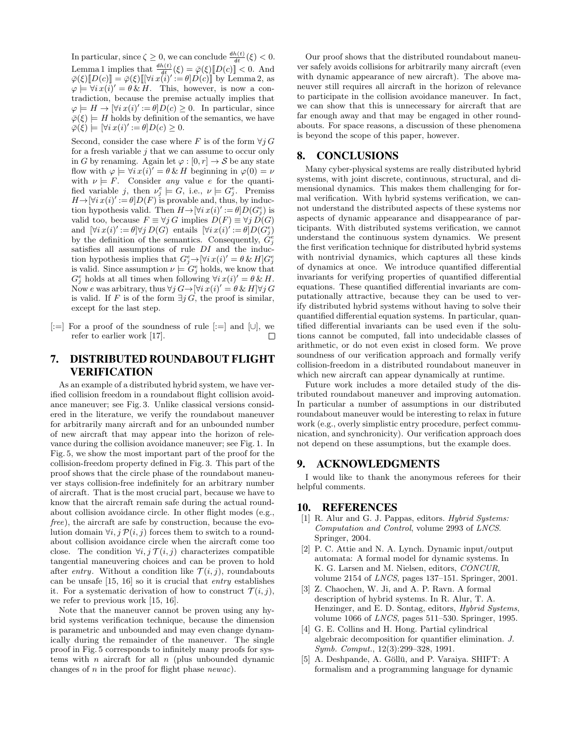In particular, since $\zeta \geq 0$, we can conclude $\frac{\mathrm{d}h(t)}{\mathrm{d}t}(\xi) < 0$. Lemma 1 implies that $\frac{\mathrm{d}h(t)}{\mathrm{d}t}(\xi) = \bar{\varphi}(\xi)[\![D(c)]\!] < 0$. And $\bar{\varphi}(\xi)[\![D(c)]\!] = \bar{\varphi}(\xi)[\![[\forall i\, x(i)' := \theta]D(c)]\!]$ by Lemma 2, as $\varphi \models \forall i\, x(i)' = \theta \,\&\, H$. This, however, is now a contradiction, because the premise actually implies that $\varphi \models H \rightarrow [\forall i\, x(i)' := \theta]D(c) \geq 0$. In particular, since $\bar{\varphi}(\xi) \models H$ holds by definition of the semantics, we have $\bar{\varphi}(\xi) \models [\forall i\, x(i)' := \theta]D(c) \geq 0$.

Second, consider the case where $F$ is of the form $\forall j\, G$ for a fresh variable $j$ that we can assume to occur only in $G$ by renaming. Again let $\varphi : [0, r] \rightarrow \mathcal{S}$ be any state flow with $\varphi \models \forall i\, x(i)' = \theta \,\&\, H$ beginning in $\varphi(0) = \nu$ with $\nu \models F$. Consider *any* value $e$ for the quantified variable $j$, then $\nu_j^e \models G$, i.e., $\nu \models G_j^e$. Premiss $H \rightarrow [\forall i\, x(i)' := \theta]D(F)$ is provable and, thus, by induction hypothesis valid. Then $H \rightarrow [\forall i\, x(i)' := \theta]D(G_j^e)$ is valid too, because $F \equiv \forall j\, G$ implies $D(F) \equiv \forall j\, D(G)$ and $[\forall i\, x(i)' := \theta]\forall j\, D(G)$ entails $[\forall i\, x(i)' := \theta]D(G_j^e)$ by the definition of the semantics. Consequently, $G_j^e$ satisfies all assumptions of rule $DI$ and the induction hypothesis implies that $G_j^e \rightarrow [\forall i\, x(i)' = \theta \,\&\, H]G_j^e$ is valid. Since assumption $\nu \models G_j^e$ holds, we know that $G_j^e$ holds at all times when following $\forall i\, x(i)' = \theta \,\&\, H$. Now $e$ was arbitrary, thus $\forall j\, G \rightarrow [\forall i\, x(i)' = \theta \,\&\, H]\forall j\, G$ is valid. If $F$ is of the form $\exists j\, G$, the proof is similar, except for the last step.

[:=] For a proof of the soundness of rule [:=] and [$\cup$], we refer to earlier work [17]. □

## 7. DISTRIBUTED ROUNDABOUT FLIGHT VERIFICATION

As an example of a distributed hybrid system, we have verified collision freedom in a roundabout flight collision avoidance maneuver; see Fig. 3. Unlike classical versions considered in the literature, we verify the roundabout maneuver for arbitrarily many aircraft and for an unbounded number of new aircraft that may appear into the horizon of relevance during the collision avoidance maneuver; see Fig. 1. In Fig. 5, we show the most important part of the proof for the collision-freedom property defined in Fig. 3. This part of the proof shows that the circle phase of the roundabout maneuver stays collision-free indefinitely for an arbitrary number of aircraft. That is the most crucial part, because we have to know that the aircraft remain safe during the actual roundabout collision avoidance circle. In other flight modes (e.g., *free*), the aircraft are safe by construction, because the evolution domain $\forall i, j\, \mathcal{P}(i, j)$ forces them to switch to a roundabout collision avoidance circle when the aircraft come too close. The condition $\forall i, j\, \mathcal{T}(i, j)$ characterizes compatible tangential maneuvering choices and can be proven to hold after *entry*. Without a condition like $\mathcal{T}(i, j)$, roundabouts can be unsafe [15, 16] so it is crucial that *entry* establishes it. For a systematic derivation of how to construct $\mathcal{T}(i, j)$, we refer to previous work [15, 16].

Note that the maneuver cannot be proven using any hybrid systems verification technique, because the dimension is parametric and unbounded and may even change dynamically during the remainder of the maneuver. The single proof in Fig. 5 corresponds to infinitely many proofs for systems with $n$ aircraft for all $n$ (plus unbounded dynamic changes of $n$ in the proof for flight phase *newac*).

Our proof shows that the distributed roundabout maneuver safely avoids collisions for arbitrarily many aircraft (even with dynamic appearance of new aircraft). The above maneuver still requires all aircraft in the horizon of relevance to participate in the collision avoidance maneuver. In fact, we can show that this is unnecessary for aircraft that are far enough away and that may be engaged in other roundabouts. For space reasons, a discussion of these phenomena is beyond the scope of this paper, however.

## 8. CONCLUSIONS

Many cyber-physical systems are really distributed hybrid systems, with joint discrete, continuous, structural, and dimensional dynamics. This makes them challenging for formal verification. With hybrid systems verification, we cannot understand the distributed aspects of these systems nor aspects of dynamic appearance and disappearance of participants. With distributed systems verification, we cannot understand the continuous system dynamics. We present the first verification technique for distributed hybrid systems with nontrivial dynamics, which captures all these kinds of dynamics at once. We introduce quantified differential invariants for verifying properties of quantified differential equations. These quantified differential invariants are computationally attractive, because they can be used to verify distributed hybrid systems without having to solve their quantified differential equation systems. In particular, quantified differential invariants can be used even if the solutions cannot be computed, fall into undecidable classes of arithmetic, or do not even exist in closed form. We prove soundness of our verification approach and formally verify collision-freedom in a distributed roundabout maneuver in which new aircraft can appear dynamically at runtime.

Future work includes a more detailed study of the distributed roundabout maneuver and improving automation. In particular a number of assumptions in our distributed roundabout maneuver would be interesting to relax in future work (e.g., overly simplistic entry procedure, perfect communication, and synchronicity). Our verification approach does not depend on these assumptions, but the example does.

## 9. ACKNOWLEDGMENTS

I would like to thank the anonymous referees for their helpful comments.

## 10. REFERENCES

[1] R. Alur and G. J. Pappas, editors. *Hybrid Systems: Computation and Control*, volume 2993 of *LNCS*. Springer, 2004.

[2] P. C. Attie and N. A. Lynch. Dynamic input/output automata: A formal model for dynamic systems. In K. G. Larsen and M. Nielsen, editors, *CONCUR*, volume 2154 of *LNCS*, pages 137–151. Springer, 2001.

[3] Z. Chaochen, W. Ji, and A. P. Ravn. A formal description of hybrid systems. In R. Alur, T. A. Henzinger, and E. D. Sontag, editors, *Hybrid Systems*, volume 1066 of *LNCS*, pages 511–530. Springer, 1995.

[4] G. E. Collins and H. Hong. Partial cylindrical algebraic decomposition for quantifier elimination. *J. Symb. Comput.*, 12(3):299–328, 1991.

[5] A. Deshpande, A. Göllü, and P. Varaiya. SHIFT: A formalism and a programming language for dynamic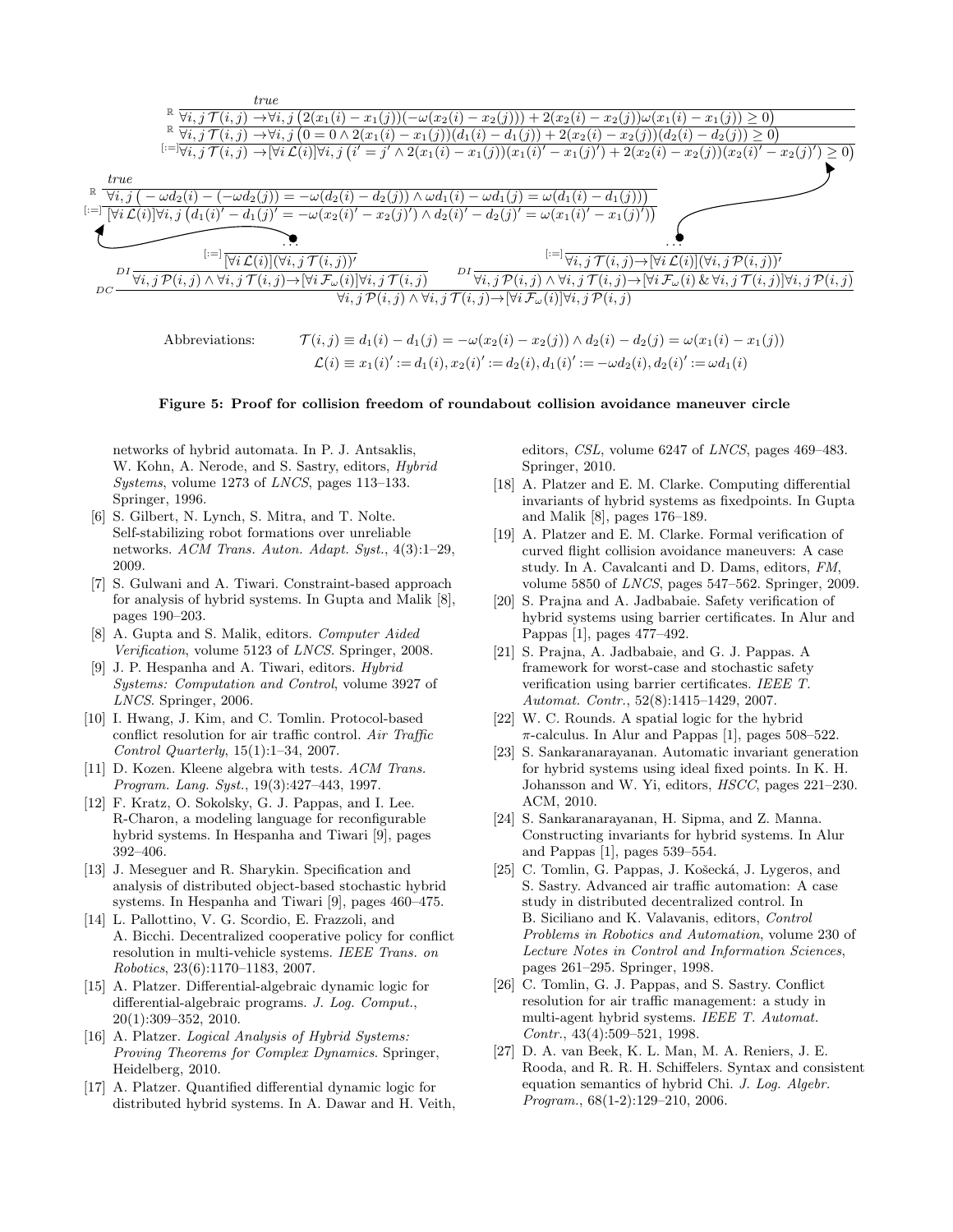$$\cfrac{\cfrac{\cfrac{true}{\forall i,j\,\mathcal{T}(i,j) \rightarrow \forall i,j\,\big(2(x_1(i)-x_1(j))(-\omega(x_2(i)-x_2(j))) + 2(x_2(i)-x_2(j))\omega(x_1(i)-x_1(j)) \geq 0\big)}\ \mathbb{R}}{\forall i,j\,\mathcal{T}(i,j) \rightarrow \forall i,j\,\big(0=0 \wedge 2(x_1(i)-x_1(j))(d_1(i)-d_1(j)) + 2(x_2(i)-x_2(j))(d_2(i)-d_2(j)) \geq 0\big)}\ \mathbb{R}}{\forall i,j\,\mathcal{T}(i,j) \rightarrow [\forall i\,\mathcal{L}(i)]\forall i,j\,\big(i'=j' \wedge 2(x_1(i)-x_1(j))(x_1(i)'-x_1(j)') + 2(x_2(i)-x_2(j))(x_2(i)'-x_2(j)') \geq 0\big)}\ [:=]$$

$$\cfrac{\cfrac{true}{\forall i,j\,\big(-\omega d_2(i) - (-\omega d_2(j)) = -\omega(d_2(i)-d_2(j)) \wedge \omega d_1(i) - \omega d_1(j) = \omega(d_1(i)-d_1(j))\big)}\ \mathbb{R}}{[\forall i\,\mathcal{L}(i)]\forall i,j\,\big(d_1(i)'-d_1(j)' = -\omega(x_2(i)'-x_2(j)') \wedge d_2(i)'-d_2(j)' = \omega(x_1(i)'-x_1(j)')\big)}\ [:=]$$

$$\cfrac{\cfrac{\cfrac{\dots}{[\forall i\,\mathcal{L}(i)](\forall i,j\,\mathcal{T}(i,j))'}\ [:=]}{\forall i,j\,\mathcal{P}(i,j) \wedge \forall i,j\,\mathcal{T}(i,j) \rightarrow [\forall i\,\mathcal{F}_\omega(i)]\forall i,j\,\mathcal{T}(i,j)}\ DI \qquad \cfrac{\cfrac{\dots}{\forall i,j\,\mathcal{T}(i,j) \rightarrow [\forall i\,\mathcal{L}(i)](\forall i,j\,\mathcal{P}(i,j))'}\ [:=]}{\forall i,j\,\mathcal{P}(i,j) \wedge \forall i,j\,\mathcal{T}(i,j) \rightarrow [\forall i\,\mathcal{F}_\omega(i)\,\&\,\forall i,j\,\mathcal{T}(i,j)]\forall i,j\,\mathcal{P}(i,j)}\ DI}{\forall i,j\,\mathcal{P}(i,j) \wedge \forall i,j\,\mathcal{T}(i,j) \rightarrow [\forall i\,\mathcal{F}_\omega(i)]\forall i,j\,\mathcal{P}(i,j)}\ DC$$

Abbreviations:

$$\mathcal{T}(i,j) \equiv d_1(i)-d_1(j) = -\omega(x_2(i)-x_2(j)) \wedge d_2(i)-d_2(j) = \omega(x_1(i)-x_1(j))$$

$$\mathcal{L}(i) \equiv x_1(i)' := d_1(i), x_2(i)' := d_2(i), d_1(i)' := -\omega d_2(i), d_2(i)' := \omega d_1(i)$$

**Figure 5: Proof for collision freedom of roundabout collision avoidance maneuver circle**

networks of hybrid automata. In P. J. Antsaklis, W. Kohn, A. Nerode, and S. Sastry, editors, *Hybrid Systems*, volume 1273 of *LNCS*, pages 113–133. Springer, 1996.

[6] S. Gilbert, N. Lynch, S. Mitra, and T. Nolte. Self-stabilizing robot formations over unreliable networks. *ACM Trans. Auton. Adapt. Syst.*, 4(3):1–29, 2009.

[7] S. Gulwani and A. Tiwari. Constraint-based approach for analysis of hybrid systems. In Gupta and Malik [8], pages 190–203.

[8] A. Gupta and S. Malik, editors. *Computer Aided Verification*, volume 5123 of *LNCS*. Springer, 2008.

[9] J. P. Hespanha and A. Tiwari, editors. *Hybrid Systems: Computation and Control*, volume 3927 of *LNCS*. Springer, 2006.

[10] I. Hwang, J. Kim, and C. Tomlin. Protocol-based conflict resolution for air traffic control. *Air Traffic Control Quarterly*, 15(1):1–34, 2007.

[11] D. Kozen. Kleene algebra with tests. *ACM Trans. Program. Lang. Syst.*, 19(3):427–443, 1997.

[12] F. Kratz, O. Sokolsky, G. J. Pappas, and I. Lee. R-Charon, a modeling language for reconfigurable hybrid systems. In Hespanha and Tiwari [9], pages 392–406.

[13] J. Meseguer and R. Sharykin. Specification and analysis of distributed object-based stochastic hybrid systems. In Hespanha and Tiwari [9], pages 460–475.

[14] L. Pallottino, V. G. Scordio, E. Frazzoli, and A. Bicchi. Decentralized cooperative policy for conflict resolution in multi-vehicle systems. *IEEE Trans. on Robotics*, 23(6):1170–1183, 2007.

[15] A. Platzer. Differential-algebraic dynamic logic for differential-algebraic programs. *J. Log. Comput.*, 20(1):309–352, 2010.

[16] A. Platzer. *Logical Analysis of Hybrid Systems: Proving Theorems for Complex Dynamics*. Springer, Heidelberg, 2010.

[17] A. Platzer. Quantified differential dynamic logic for distributed hybrid systems. In A. Dawar and H. Veith, editors, *CSL*, volume 6247 of *LNCS*, pages 469–483. Springer, 2010.

[18] A. Platzer and E. M. Clarke. Computing differential invariants of hybrid systems as fixedpoints. In Gupta and Malik [8], pages 176–189.

[19] A. Platzer and E. M. Clarke. Formal verification of curved flight collision avoidance maneuvers: A case study. In A. Cavalcanti and D. Dams, editors, *FM*, volume 5850 of *LNCS*, pages 547–562. Springer, 2009.

[20] S. Prajna and A. Jadbabaie. Safety verification of hybrid systems using barrier certificates. In Alur and Pappas [1], pages 477–492.

[21] S. Prajna, A. Jadbabaie, and G. J. Pappas. A framework for worst-case and stochastic safety verification using barrier certificates. *IEEE T. Automat. Contr.*, 52(8):1415–1429, 2007.

[22] W. C. Rounds. A spatial logic for the hybrid $\pi$-calculus. In Alur and Pappas [1], pages 508–522.

[23] S. Sankaranarayanan. Automatic invariant generation for hybrid systems using ideal fixed points. In K. H. Johansson and W. Yi, editors, *HSCC*, pages 221–230. ACM, 2010.

[24] S. Sankaranarayanan, H. Sipma, and Z. Manna. Constructing invariants for hybrid systems. In Alur and Pappas [1], pages 539–554.

[25] C. Tomlin, G. Pappas, J. Košecká, J. Lygeros, and S. Sastry. Advanced air traffic automation: A case study in distributed decentralized control. In B. Siciliano and K. Valavanis, editors, *Control Problems in Robotics and Automation*, volume 230 of *Lecture Notes in Control and Information Sciences*, pages 261–295. Springer, 1998.

[26] C. Tomlin, G. J. Pappas, and S. Sastry. Conflict resolution for air traffic management: a study in multi-agent hybrid systems. *IEEE T. Automat. Contr.*, 43(4):509–521, 1998.

[27] D. A. van Beek, K. L. Man, M. A. Reniers, J. E. Rooda, and R. R. H. Schiffelers. Syntax and consistent equation semantics of hybrid Chi. *J. Log. Algebr. Program.*, 68(1-2):129–210, 2006.